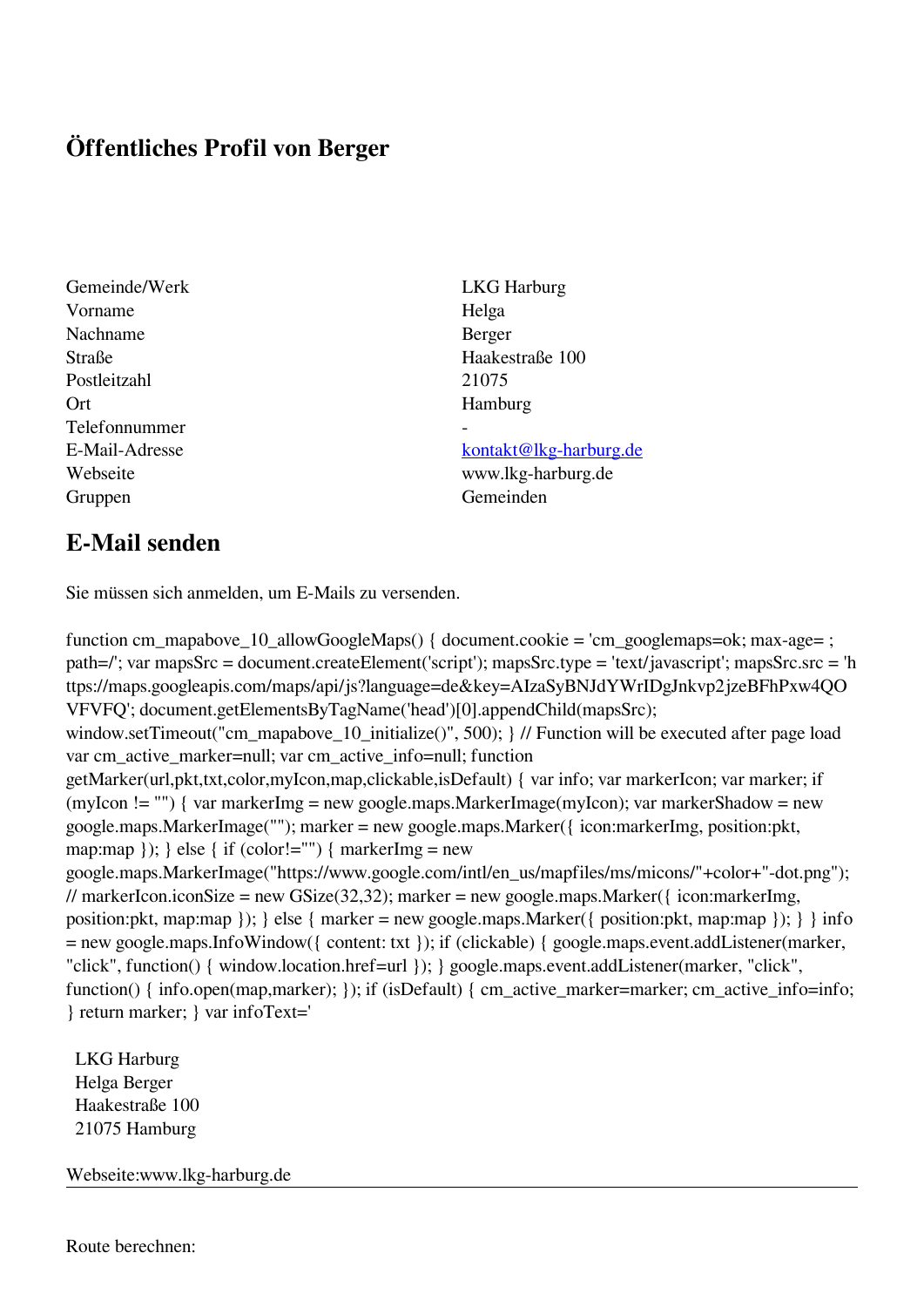# Öffentliches Profil von Berger

| | |
|---|---|
| Gemeinde/Werk | LKG Harburg |
| Vorname | Helga |
| Nachname | Berger |
| Straße | Haakestraße 100 |
| Postleitzahl | 21075 |
| Ort | Hamburg |
| Telefonnummer | - |
| E-Mail-Adresse | kontakt@lkg-harburg.de |
| Webseite | www.lkg-harburg.de |
| Gruppen | Gemeinden |

## E-Mail senden

Sie müssen sich anmelden, um E-Mails zu versenden.

```
function cm_mapabove_10_allowGoogleMaps() { document.cookie = 'cm_googlemaps=ok; max-age= ; path=/'; var mapsSrc = document.createElement('script'); mapsSrc.type = 'text/javascript'; mapsSrc.src = 'https://maps.googleapis.com/maps/api/js?language=de&key=AIzaSyBNJdYWrIDgJnkvp2jzeBFhPxw4QOVFVFQ'; document.getElementsByTagName('head')[0].appendChild(mapsSrc); window.setTimeout("cm_mapabove_10_initialize()", 500); } // Function will be executed after page load var cm_active_marker=null; var cm_active_info=null; function getMarker(url,pkt,txt,color,myIcon,map,clickable,isDefault) { var info; var markerIcon; var marker; if (myIcon != "") { var markerImg = new google.maps.MarkerImage(myIcon); var markerShadow = new google.maps.MarkerImage(""); marker = new google.maps.Marker({ icon:markerImg, position:pkt, map:map }); } else { if (color!="") { markerImg = new google.maps.MarkerImage("https://www.google.com/intl/en_us/mapfiles/ms/micons/"+color+"-dot.png"); // markerIcon.iconSize = new GSize(32,32); marker = new google.maps.Marker({ icon:markerImg, position:pkt, map:map }); } else { marker = new google.maps.Marker({ position:pkt, map:map }); } } info = new google.maps.InfoWindow({ content: txt }); if (clickable) { google.maps.event.addListener(marker, "click", function() { window.location.href=url }); } google.maps.event.addListener(marker, "click", function() { info.open(map,marker); }); if (isDefault) { cm_active_marker=marker; cm_active_info=info; } return marker; } var infoText='
```

LKG Harburg
Helga Berger
Haakestraße 100
21075 Hamburg

Webseite:www.lkg-harburg.de

---

Route berechnen: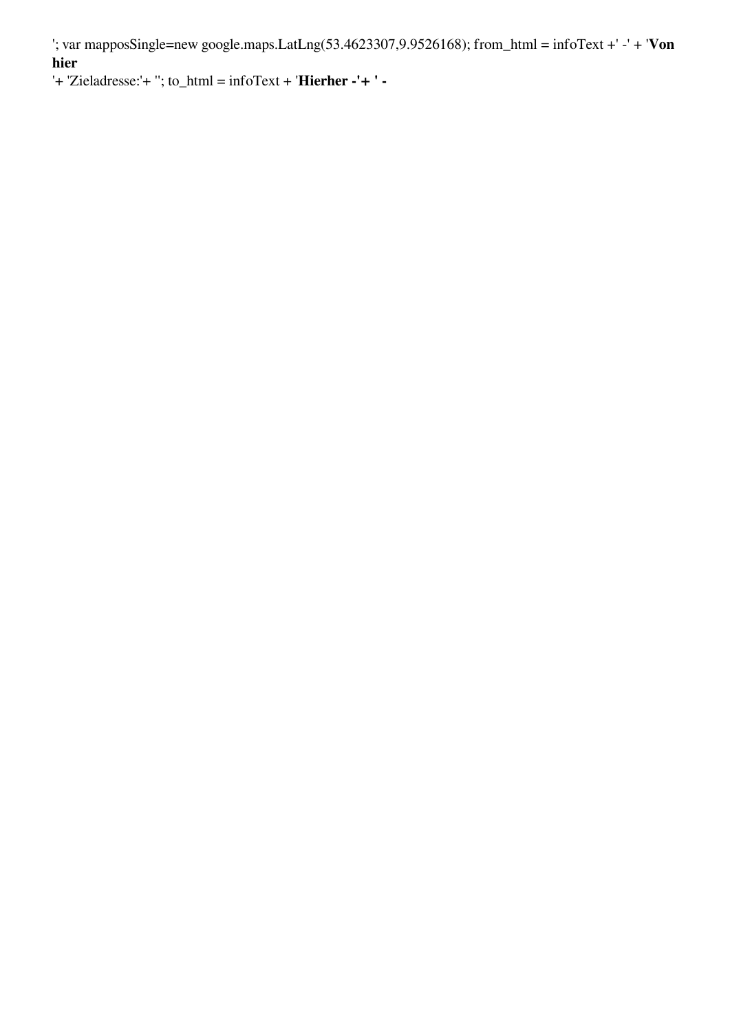'; var mapposSingle=new google.maps.LatLng(53.4623307,9.9526168); from_html = infoText +' -' + '**Von hier**
'+ 'Zieladresse:'+ ''; to_html = infoText + '**Hierher -'+ ' -**